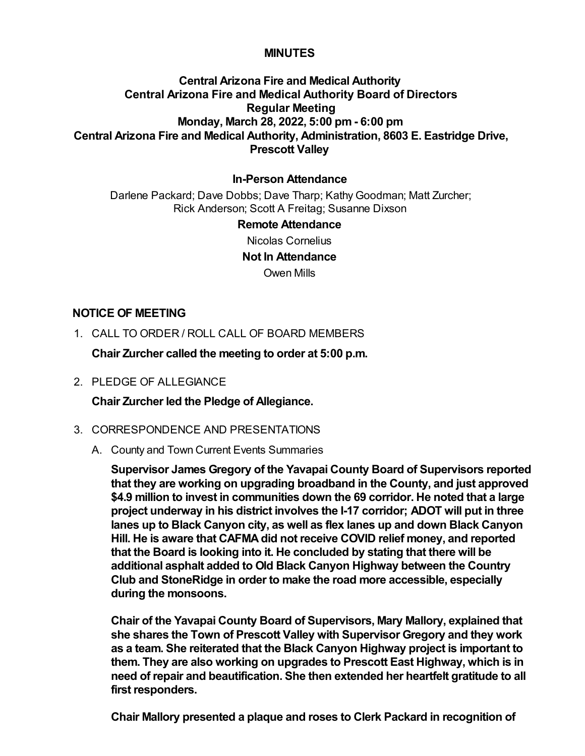**MINUTES**

**Central Arizona Fire and Medical Authority**
**Central Arizona Fire and Medical Authority Board of Directors**
**Regular Meeting**
**Monday, March 28, 2022, 5:00 pm - 6:00 pm**
**Central Arizona Fire and Medical Authority, Administration, 8603 E. Eastridge Drive, Prescott Valley**

**In-Person Attendance**

Darlene Packard; Dave Dobbs; Dave Tharp; Kathy Goodman; Matt Zurcher; Rick Anderson; Scott A Freitag; Susanne Dixson

**Remote Attendance**

Nicolas Cornelius

**Not In Attendance**

Owen Mills

## NOTICE OF MEETING

1. CALL TO ORDER / ROLL CALL OF BOARD MEMBERS

   **Chair Zurcher called the meeting to order at 5:00 p.m.**

2. PLEDGE OF ALLEGIANCE

   **Chair Zurcher led the Pledge of Allegiance.**

3. CORRESPONDENCE AND PRESENTATIONS

   A. County and Town Current Events Summaries

   **Supervisor James Gregory of the Yavapai County Board of Supervisors reported that they are working on upgrading broadband in the County, and just approved $4.9 million to invest in communities down the 69 corridor. He noted that a large project underway in his district involves the I-17 corridor; ADOT will put in three lanes up to Black Canyon city, as well as flex lanes up and down Black Canyon Hill. He is aware that CAFMA did not receive COVID relief money, and reported that the Board is looking into it. He concluded by stating that there will be additional asphalt added to Old Black Canyon Highway between the Country Club and StoneRidge in order to make the road more accessible, especially during the monsoons.**

   **Chair of the Yavapai County Board of Supervisors, Mary Mallory, explained that she shares the Town of Prescott Valley with Supervisor Gregory and they work as a team. She reiterated that the Black Canyon Highway project is important to them. They are also working on upgrades to Prescott East Highway, which is in need of repair and beautification. She then extended her heartfelt gratitude to all first responders.**

   **Chair Mallory presented a plaque and roses to Clerk Packard in recognition of**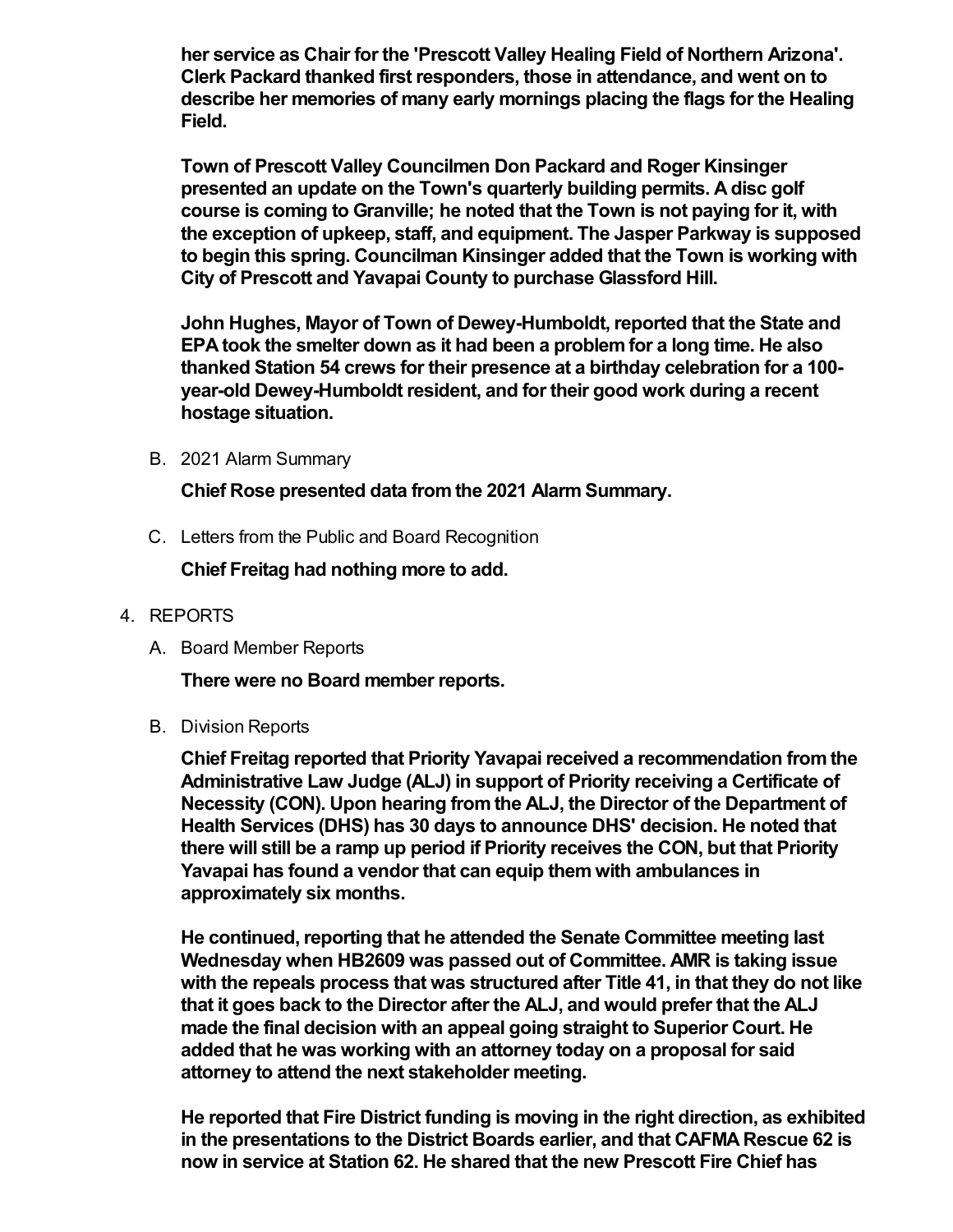**her service as Chair for the 'Prescott Valley Healing Field of Northern Arizona'. Clerk Packard thanked first responders, those in attendance, and went on to describe her memories of many early mornings placing the flags for the Healing Field.**

**Town of Prescott Valley Councilmen Don Packard and Roger Kinsinger presented an update on the Town's quarterly building permits. A disc golf course is coming to Granville; he noted that the Town is not paying for it, with the exception of upkeep, staff, and equipment. The Jasper Parkway is supposed to begin this spring. Councilman Kinsinger added that the Town is working with City of Prescott and Yavapai County to purchase Glassford Hill.**

**John Hughes, Mayor of Town of Dewey-Humboldt, reported that the State and EPA took the smelter down as it had been a problem for a long time. He also thanked Station 54 crews for their presence at a birthday celebration for a 100-year-old Dewey-Humboldt resident, and for their good work during a recent hostage situation.**

B. 2021 Alarm Summary

**Chief Rose presented data from the 2021 Alarm Summary.**

C. Letters from the Public and Board Recognition

**Chief Freitag had nothing more to add.**

4. REPORTS

A. Board Member Reports

**There were no Board member reports.**

B. Division Reports

**Chief Freitag reported that Priority Yavapai received a recommendation from the Administrative Law Judge (ALJ) in support of Priority receiving a Certificate of Necessity (CON). Upon hearing from the ALJ, the Director of the Department of Health Services (DHS) has 30 days to announce DHS' decision. He noted that there will still be a ramp up period if Priority receives the CON, but that Priority Yavapai has found a vendor that can equip them with ambulances in approximately six months.**

**He continued, reporting that he attended the Senate Committee meeting last Wednesday when HB2609 was passed out of Committee. AMR is taking issue with the repeals process that was structured after Title 41, in that they do not like that it goes back to the Director after the ALJ, and would prefer that the ALJ made the final decision with an appeal going straight to Superior Court. He added that he was working with an attorney today on a proposal for said attorney to attend the next stakeholder meeting.**

**He reported that Fire District funding is moving in the right direction, as exhibited in the presentations to the District Boards earlier, and that CAFMA Rescue 62 is now in service at Station 62. He shared that the new Prescott Fire Chief has**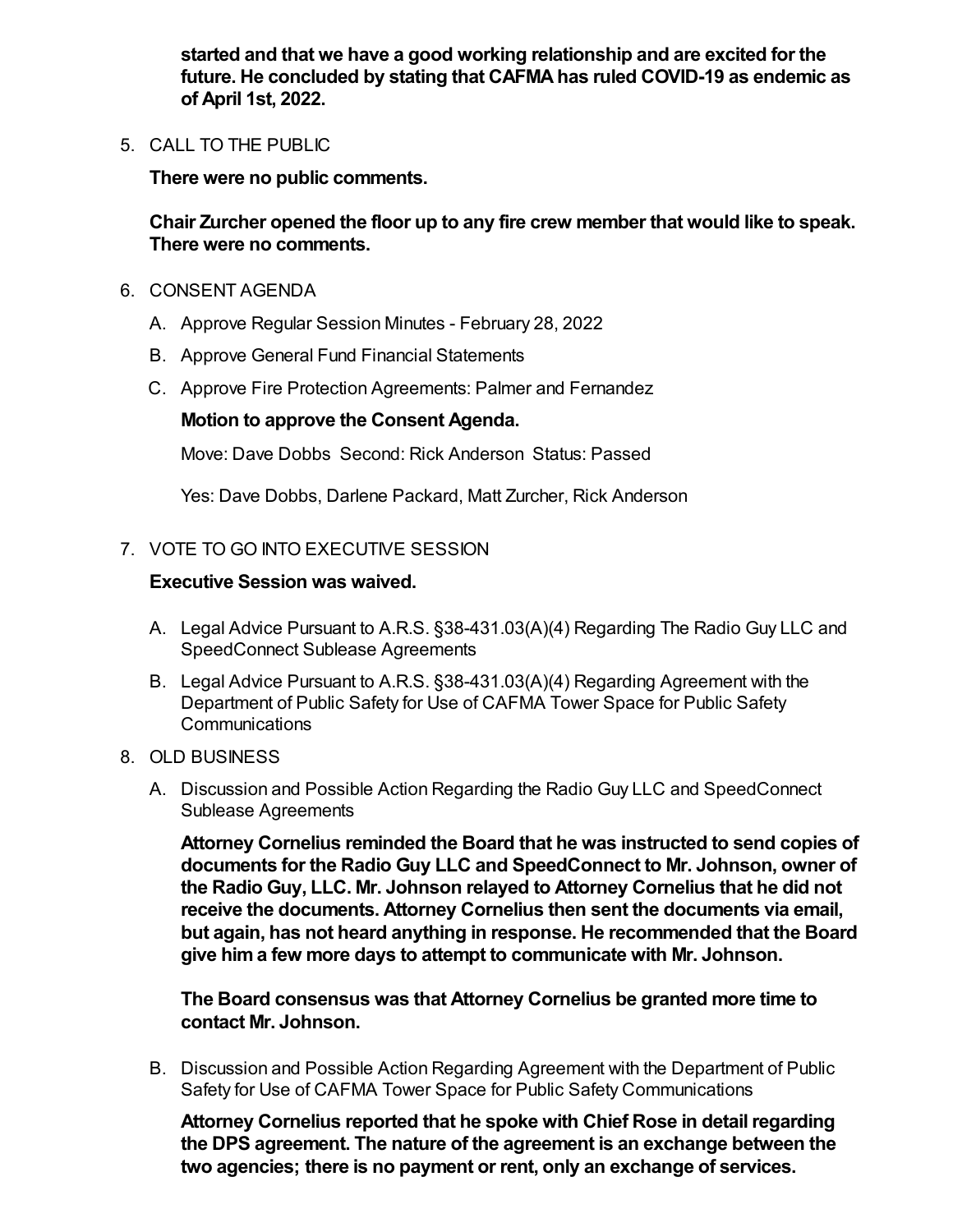**started and that we have a good working relationship and are excited for the future. He concluded by stating that CAFMA has ruled COVID-19 as endemic as of April 1st, 2022.**

5. CALL TO THE PUBLIC

   **There were no public comments.**

   **Chair Zurcher opened the floor up to any fire crew member that would like to speak. There were no comments.**

6. CONSENT AGENDA

   A. Approve Regular Session Minutes - February 28, 2022

   B. Approve General Fund Financial Statements

   C. Approve Fire Protection Agreements: Palmer and Fernandez

   **Motion to approve the Consent Agenda.**

   Move: Dave Dobbs Second: Rick Anderson Status: Passed

   Yes: Dave Dobbs, Darlene Packard, Matt Zurcher, Rick Anderson

7. VOTE TO GO INTO EXECUTIVE SESSION

   **Executive Session was waived.**

   A. Legal Advice Pursuant to A.R.S. §38-431.03(A)(4) Regarding The Radio Guy LLC and SpeedConnect Sublease Agreements

   B. Legal Advice Pursuant to A.R.S. §38-431.03(A)(4) Regarding Agreement with the Department of Public Safety for Use of CAFMA Tower Space for Public Safety Communications

8. OLD BUSINESS

   A. Discussion and Possible Action Regarding the Radio Guy LLC and SpeedConnect Sublease Agreements

   **Attorney Cornelius reminded the Board that he was instructed to send copies of documents for the Radio Guy LLC and SpeedConnect to Mr. Johnson, owner of the Radio Guy, LLC. Mr. Johnson relayed to Attorney Cornelius that he did not receive the documents. Attorney Cornelius then sent the documents via email, but again, has not heard anything in response. He recommended that the Board give him a few more days to attempt to communicate with Mr. Johnson.**

   **The Board consensus was that Attorney Cornelius be granted more time to contact Mr. Johnson.**

   B. Discussion and Possible Action Regarding Agreement with the Department of Public Safety for Use of CAFMA Tower Space for Public Safety Communications

   **Attorney Cornelius reported that he spoke with Chief Rose in detail regarding the DPS agreement. The nature of the agreement is an exchange between the two agencies; there is no payment or rent, only an exchange of services.**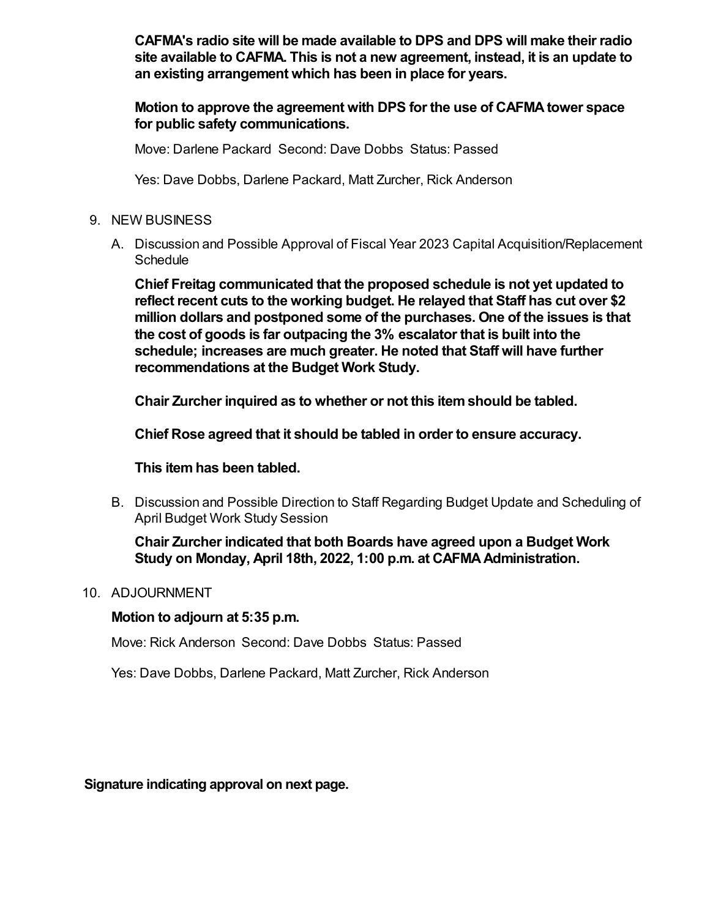**CAFMA's radio site will be made available to DPS and DPS will make their radio site available to CAFMA. This is not a new agreement, instead, it is an update to an existing arrangement which has been in place for years.**

**Motion to approve the agreement with DPS for the use of CAFMA tower space for public safety communications.**

Move: Darlene Packard Second: Dave Dobbs Status: Passed

Yes: Dave Dobbs, Darlene Packard, Matt Zurcher, Rick Anderson

9. NEW BUSINESS

   A. Discussion and Possible Approval of Fiscal Year 2023 Capital Acquisition/Replacement Schedule

      **Chief Freitag communicated that the proposed schedule is not yet updated to reflect recent cuts to the working budget. He relayed that Staff has cut over $2 million dollars and postponed some of the purchases. One of the issues is that the cost of goods is far outpacing the 3% escalator that is built into the schedule; increases are much greater. He noted that Staff will have further recommendations at the Budget Work Study.**

      **Chair Zurcher inquired as to whether or not this item should be tabled.**

      **Chief Rose agreed that it should be tabled in order to ensure accuracy.**

      **This item has been tabled.**

   B. Discussion and Possible Direction to Staff Regarding Budget Update and Scheduling of April Budget Work Study Session

      **Chair Zurcher indicated that both Boards have agreed upon a Budget Work Study on Monday, April 18th, 2022, 1:00 p.m. at CAFMA Administration.**

10. ADJOURNMENT

    **Motion to adjourn at 5:35 p.m.**

    Move: Rick Anderson Second: Dave Dobbs Status: Passed

    Yes: Dave Dobbs, Darlene Packard, Matt Zurcher, Rick Anderson

**Signature indicating approval on next page.**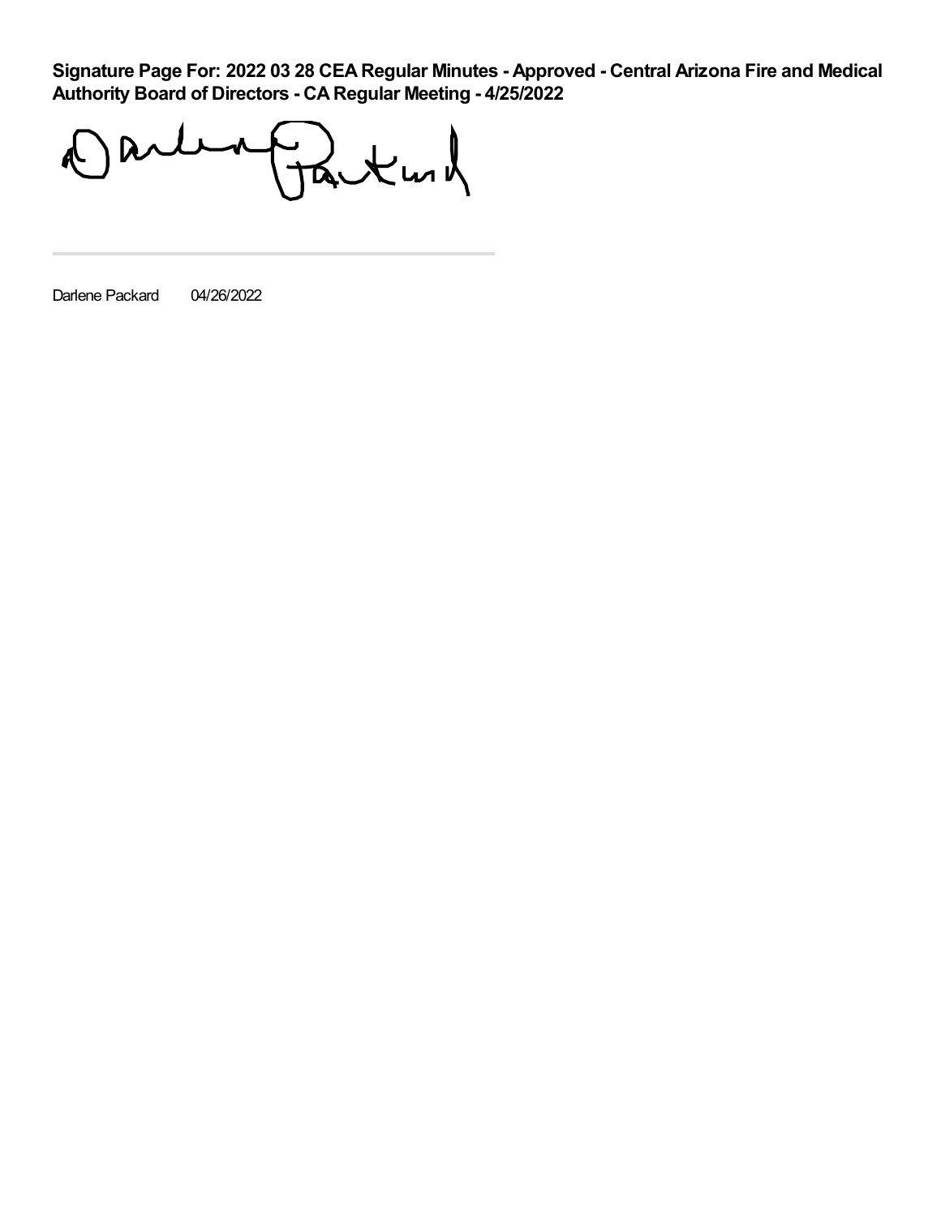**Signature Page For: 2022 03 28 CEA Regular Minutes - Approved - Central Arizona Fire and Medical Authority Board of Directors - CA Regular Meeting - 4/25/2022**

Darlene Packard 04/26/2022